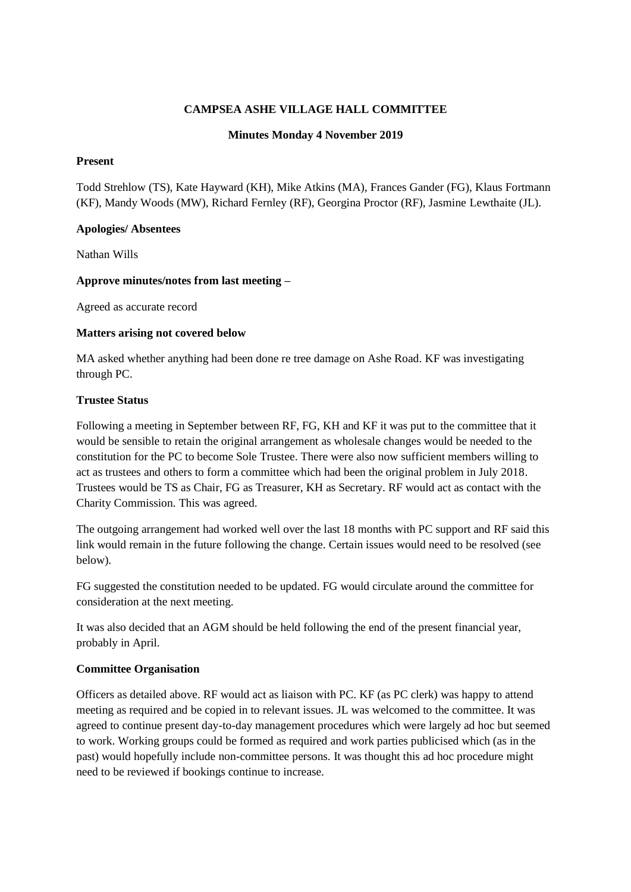**CAMPSEA ASHE VILLAGE HALL COMMITTEE**

**Minutes Monday 4 November 2019**

**Present**

Todd Strehlow (TS), Kate Hayward (KH), Mike Atkins (MA), Frances Gander (FG), Klaus Fortmann (KF), Mandy Woods (MW), Richard Fernley (RF), Georgina Proctor (RF), Jasmine Lewthaite (JL).

**Apologies/ Absentees**

Nathan Wills

**Approve minutes/notes from last meeting –**

Agreed as accurate record

**Matters arising not covered below**

MA asked whether anything had been done re tree damage on Ashe Road. KF was investigating through PC.

**Trustee Status**

Following a meeting in September between RF, FG, KH and KF it was put to the committee that it would be sensible to retain the original arrangement as wholesale changes would be needed to the constitution for the PC to become Sole Trustee. There were also now sufficient members willing to act as trustees and others to form a committee which had been the original problem in July 2018. Trustees would be TS as Chair, FG as Treasurer, KH as Secretary. RF would act as contact with the Charity Commission. This was agreed.

The outgoing arrangement had worked well over the last 18 months with PC support and RF said this link would remain in the future following the change. Certain issues would need to be resolved (see below).

FG suggested the constitution needed to be updated. FG would circulate around the committee for consideration at the next meeting.

It was also decided that an AGM should be held following the end of the present financial year, probably in April.

**Committee Organisation**

Officers as detailed above. RF would act as liaison with PC. KF (as PC clerk) was happy to attend meeting as required and be copied in to relevant issues. JL was welcomed to the committee. It was agreed to continue present day-to-day management procedures which were largely ad hoc but seemed to work. Working groups could be formed as required and work parties publicised which (as in the past) would hopefully include non-committee persons. It was thought this ad hoc procedure might need to be reviewed if bookings continue to increase.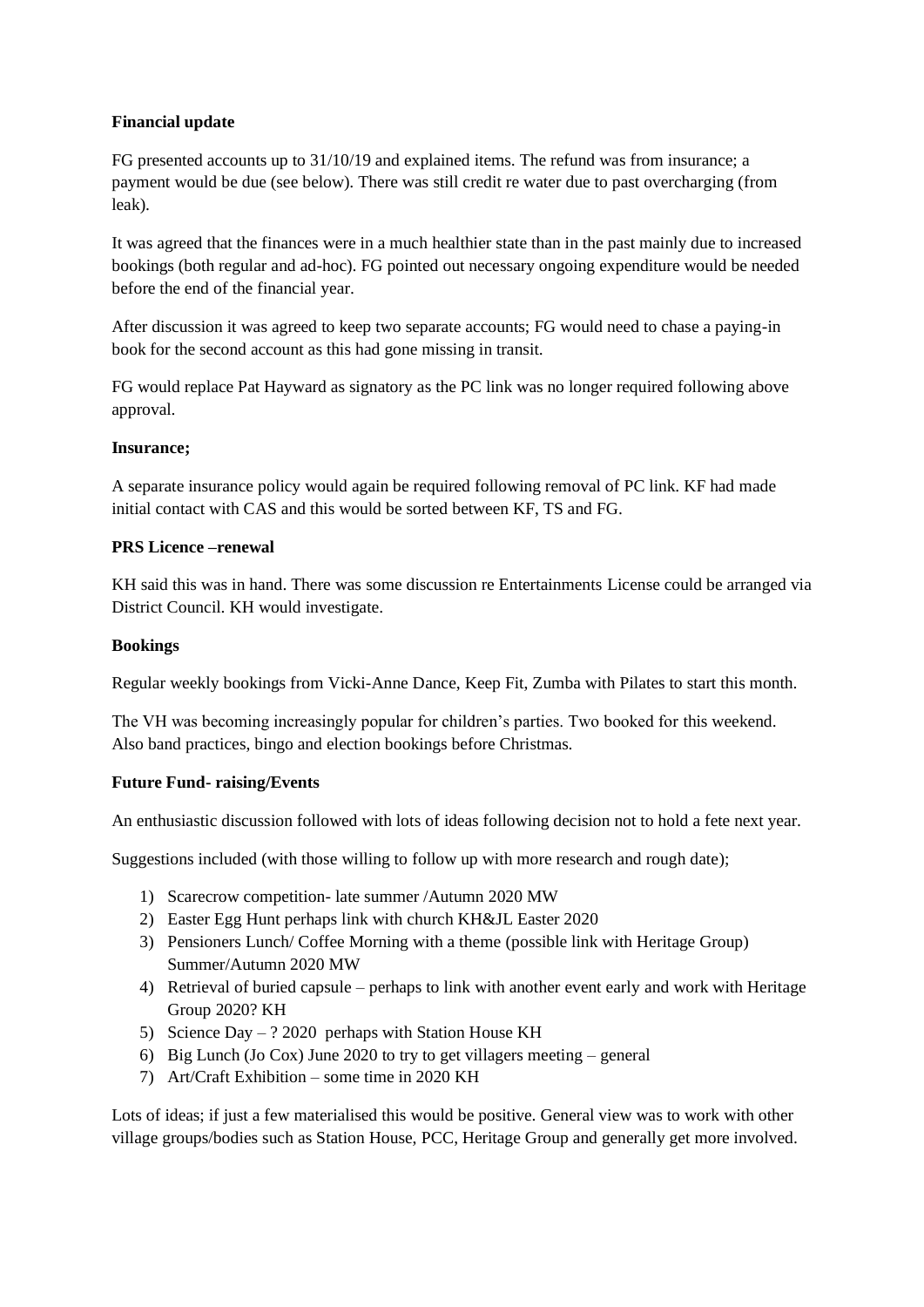**Financial update**

FG presented accounts up to 31/10/19 and explained items. The refund was from insurance; a payment would be due (see below). There was still credit re water due to past overcharging (from leak).

It was agreed that the finances were in a much healthier state than in the past mainly due to increased bookings (both regular and ad-hoc). FG pointed out necessary ongoing expenditure would be needed before the end of the financial year.

After discussion it was agreed to keep two separate accounts; FG would need to chase a paying-in book for the second account as this had gone missing in transit.

FG would replace Pat Hayward as signatory as the PC link was no longer required following above approval.

**Insurance;**

A separate insurance policy would again be required following removal of PC link. KF had made initial contact with CAS and this would be sorted between KF, TS and FG.

**PRS Licence –renewal**

KH said this was in hand. There was some discussion re Entertainments License could be arranged via District Council. KH would investigate.

**Bookings**

Regular weekly bookings from Vicki-Anne Dance, Keep Fit, Zumba with Pilates to start this month.

The VH was becoming increasingly popular for children's parties. Two booked for this weekend. Also band practices, bingo and election bookings before Christmas.

**Future Fund- raising/Events**

An enthusiastic discussion followed with lots of ideas following decision not to hold a fete next year.

Suggestions included (with those willing to follow up with more research and rough date);

1) Scarecrow competition- late summer /Autumn 2020 MW
2) Easter Egg Hunt perhaps link with church KH&JL Easter 2020
3) Pensioners Lunch/ Coffee Morning with a theme (possible link with Heritage Group) Summer/Autumn 2020 MW
4) Retrieval of buried capsule – perhaps to link with another event early and work with Heritage Group 2020? KH
5) Science Day – ? 2020 perhaps with Station House KH
6) Big Lunch (Jo Cox) June 2020 to try to get villagers meeting – general
7) Art/Craft Exhibition – some time in 2020 KH

Lots of ideas; if just a few materialised this would be positive. General view was to work with other village groups/bodies such as Station House, PCC, Heritage Group and generally get more involved.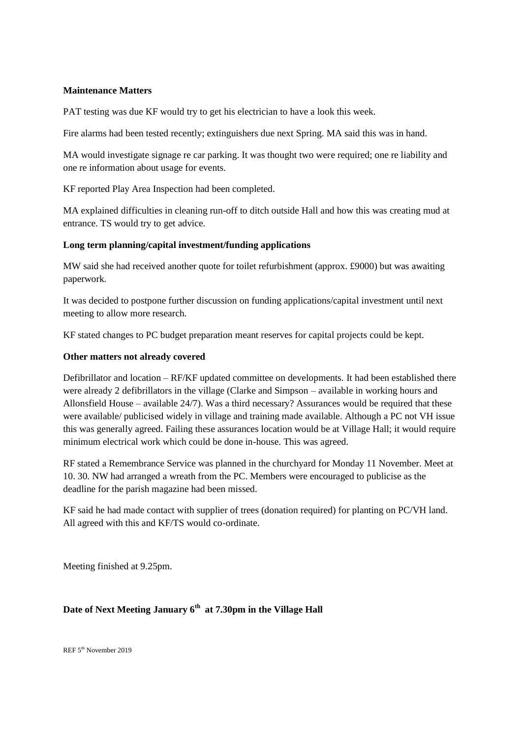**Maintenance Matters**

PAT testing was due KF would try to get his electrician to have a look this week.

Fire alarms had been tested recently; extinguishers due next Spring. MA said this was in hand.

MA would investigate signage re car parking. It was thought two were required; one re liability and one re information about usage for events.

KF reported Play Area Inspection had been completed.

MA explained difficulties in cleaning run-off to ditch outside Hall and how this was creating mud at entrance. TS would try to get advice.

**Long term planning/capital investment/funding applications**

MW said she had received another quote for toilet refurbishment (approx. £9000) but was awaiting paperwork.

It was decided to postpone further discussion on funding applications/capital investment until next meeting to allow more research.

KF stated changes to PC budget preparation meant reserves for capital projects could be kept.

**Other matters not already covered**

Defibrillator and location – RF/KF updated committee on developments. It had been established there were already 2 defibrillators in the village (Clarke and Simpson – available in working hours and Allonsfield House – available 24/7). Was a third necessary? Assurances would be required that these were available/ publicised widely in village and training made available. Although a PC not VH issue this was generally agreed. Failing these assurances location would be at Village Hall; it would require minimum electrical work which could be done in-house. This was agreed.

RF stated a Remembrance Service was planned in the churchyard for Monday 11 November. Meet at 10. 30. NW had arranged a wreath from the PC. Members were encouraged to publicise as the deadline for the parish magazine had been missed.

KF said he had made contact with supplier of trees (donation required) for planting on PC/VH land. All agreed with this and KF/TS would co-ordinate.

Meeting finished at 9.25pm.

**Date of Next Meeting January 6th at 7.30pm in the Village Hall**

REF 5th November 2019